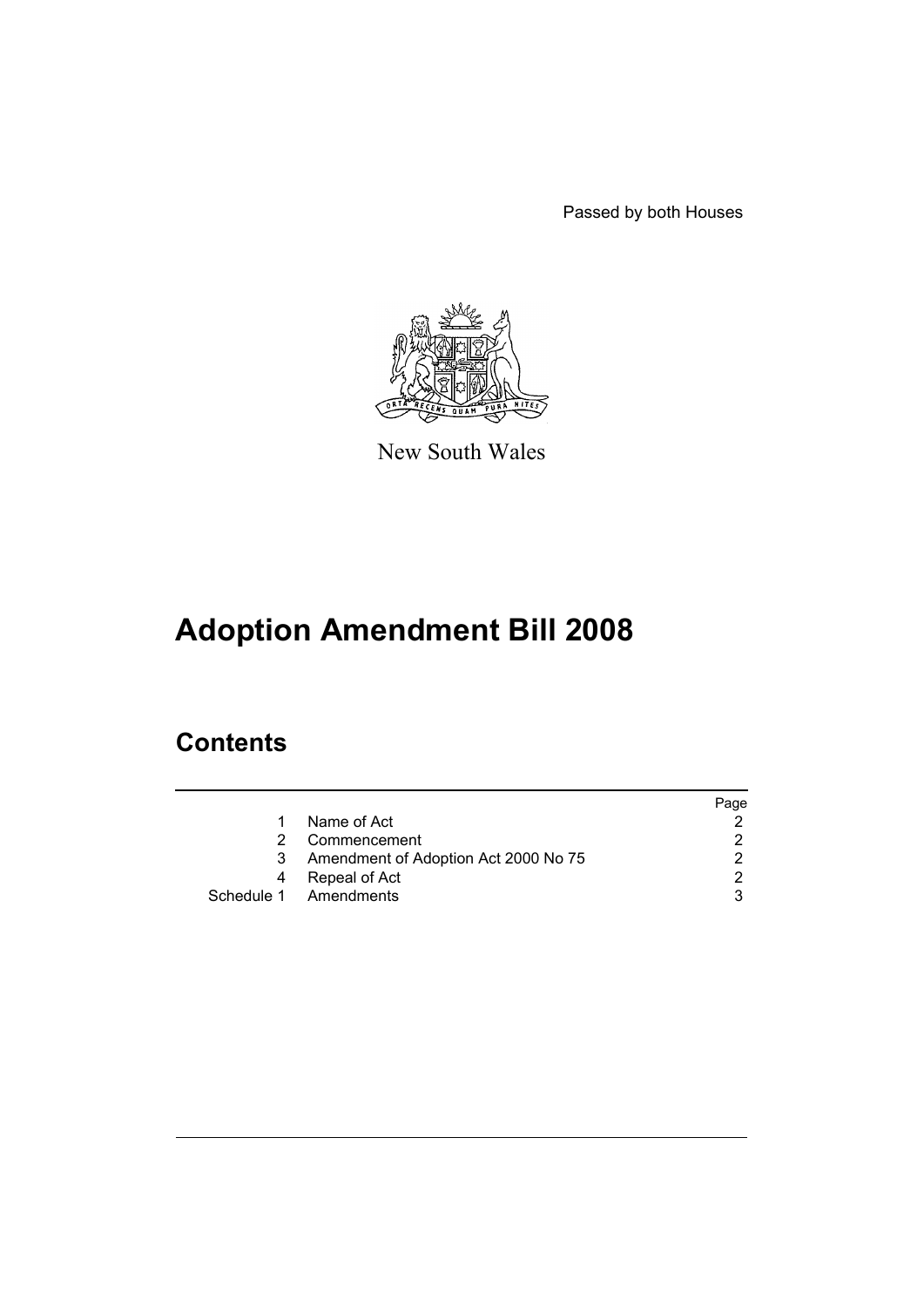Passed by both Houses

New South Wales

# Adoption Amendment Bill 2008

## Contents

| | | Page |
|---|---|---|
| 1 | Name of Act | 2 |
| 2 | Commencement | 2 |
| 3 | Amendment of Adoption Act 2000 No 75 | 2 |
| 4 | Repeal of Act | 2 |
| Schedule 1 | Amendments | 3 |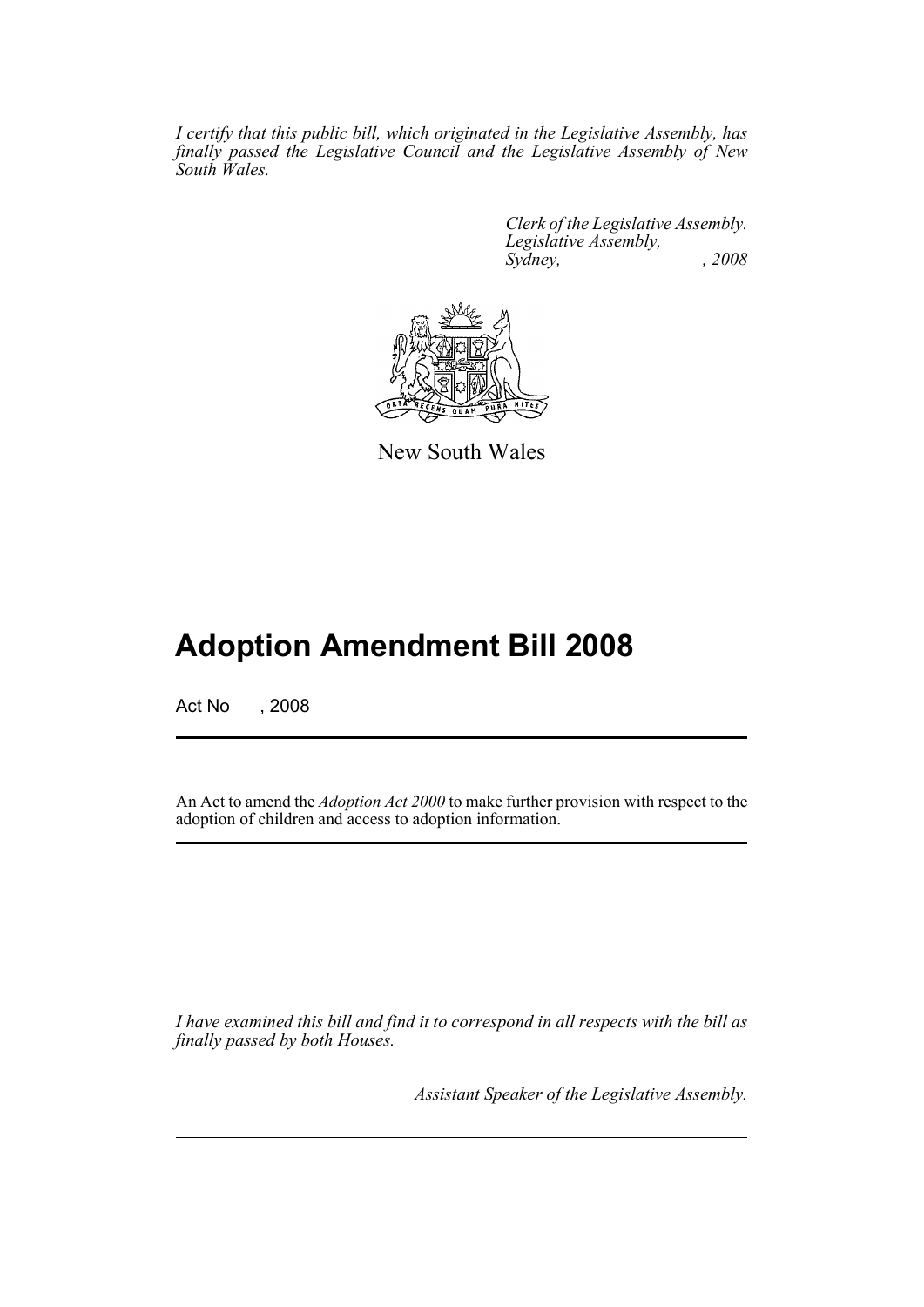*I certify that this public bill, which originated in the Legislative Assembly, has finally passed the Legislative Council and the Legislative Assembly of New South Wales.*

*Clerk of the Legislative Assembly.*
*Legislative Assembly,*
*Sydney, , 2008*

New South Wales

# Adoption Amendment Bill 2008

Act No , 2008

An Act to amend the *Adoption Act 2000* to make further provision with respect to the adoption of children and access to adoption information.

*I have examined this bill and find it to correspond in all respects with the bill as finally passed by both Houses.*

*Assistant Speaker of the Legislative Assembly.*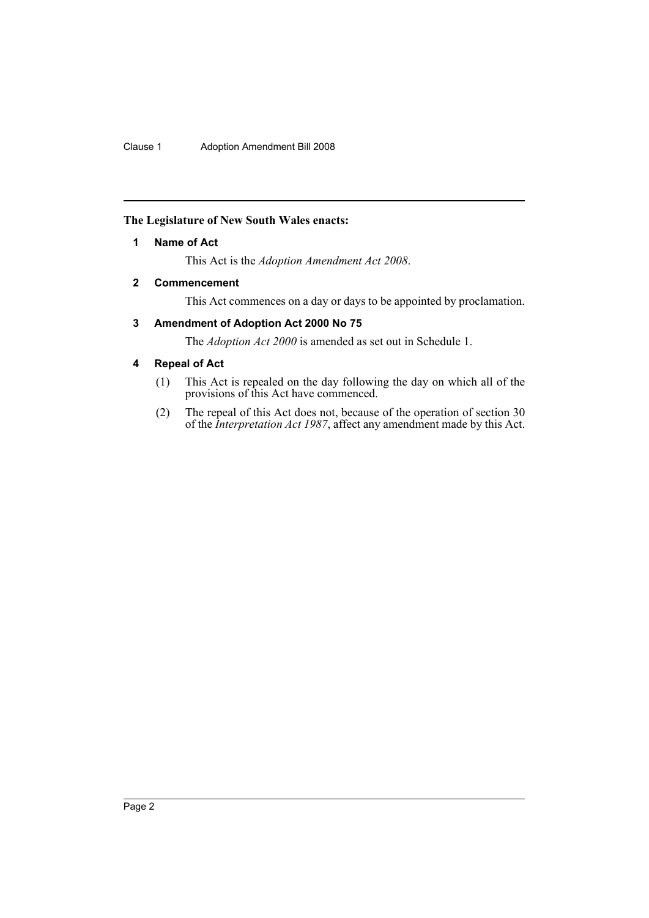**The Legislature of New South Wales enacts:**

## 1 Name of Act

This Act is the *Adoption Amendment Act 2008*.

## 2 Commencement

This Act commences on a day or days to be appointed by proclamation.

## 3 Amendment of Adoption Act 2000 No 75

The *Adoption Act 2000* is amended as set out in Schedule 1.

## 4 Repeal of Act

(1) This Act is repealed on the day following the day on which all of the provisions of this Act have commenced.

(2) The repeal of this Act does not, because of the operation of section 30 of the *Interpretation Act 1987*, affect any amendment made by this Act.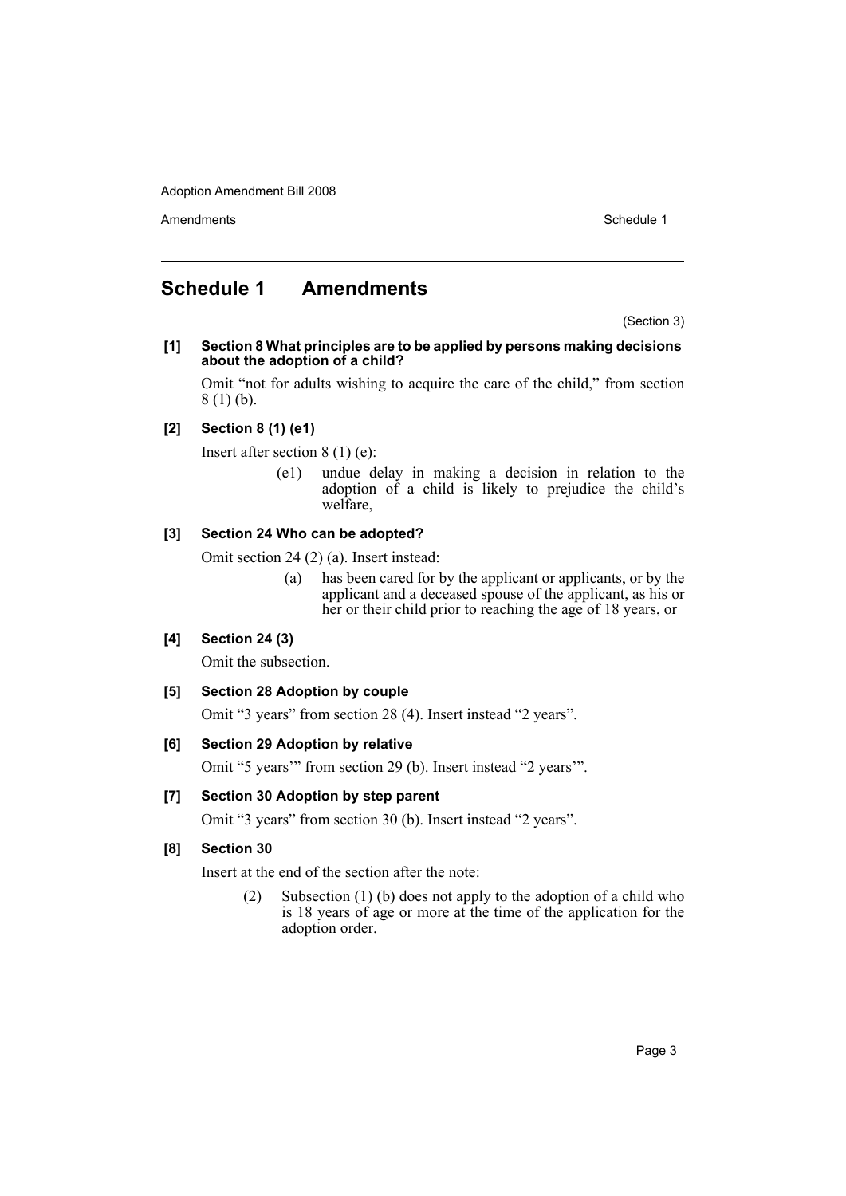## Schedule 1 Amendments

(Section 3)

**[1] Section 8 What principles are to be applied by persons making decisions about the adoption of a child?**

Omit "not for adults wishing to acquire the care of the child," from section 8 (1) (b).

**[2] Section 8 (1) (e1)**

Insert after section 8 (1) (e):

> (e1) undue delay in making a decision in relation to the adoption of a child is likely to prejudice the child's welfare,

**[3] Section 24 Who can be adopted?**

Omit section 24 (2) (a). Insert instead:

> (a) has been cared for by the applicant or applicants, or by the applicant and a deceased spouse of the applicant, as his or her or their child prior to reaching the age of 18 years, or

**[4] Section 24 (3)**

Omit the subsection.

**[5] Section 28 Adoption by couple**

Omit "3 years" from section 28 (4). Insert instead "2 years".

**[6] Section 29 Adoption by relative**

Omit "5 years'" from section 29 (b). Insert instead "2 years'".

**[7] Section 30 Adoption by step parent**

Omit "3 years" from section 30 (b). Insert instead "2 years".

**[8] Section 30**

Insert at the end of the section after the note:

> (2) Subsection (1) (b) does not apply to the adoption of a child who is 18 years of age or more at the time of the application for the adoption order.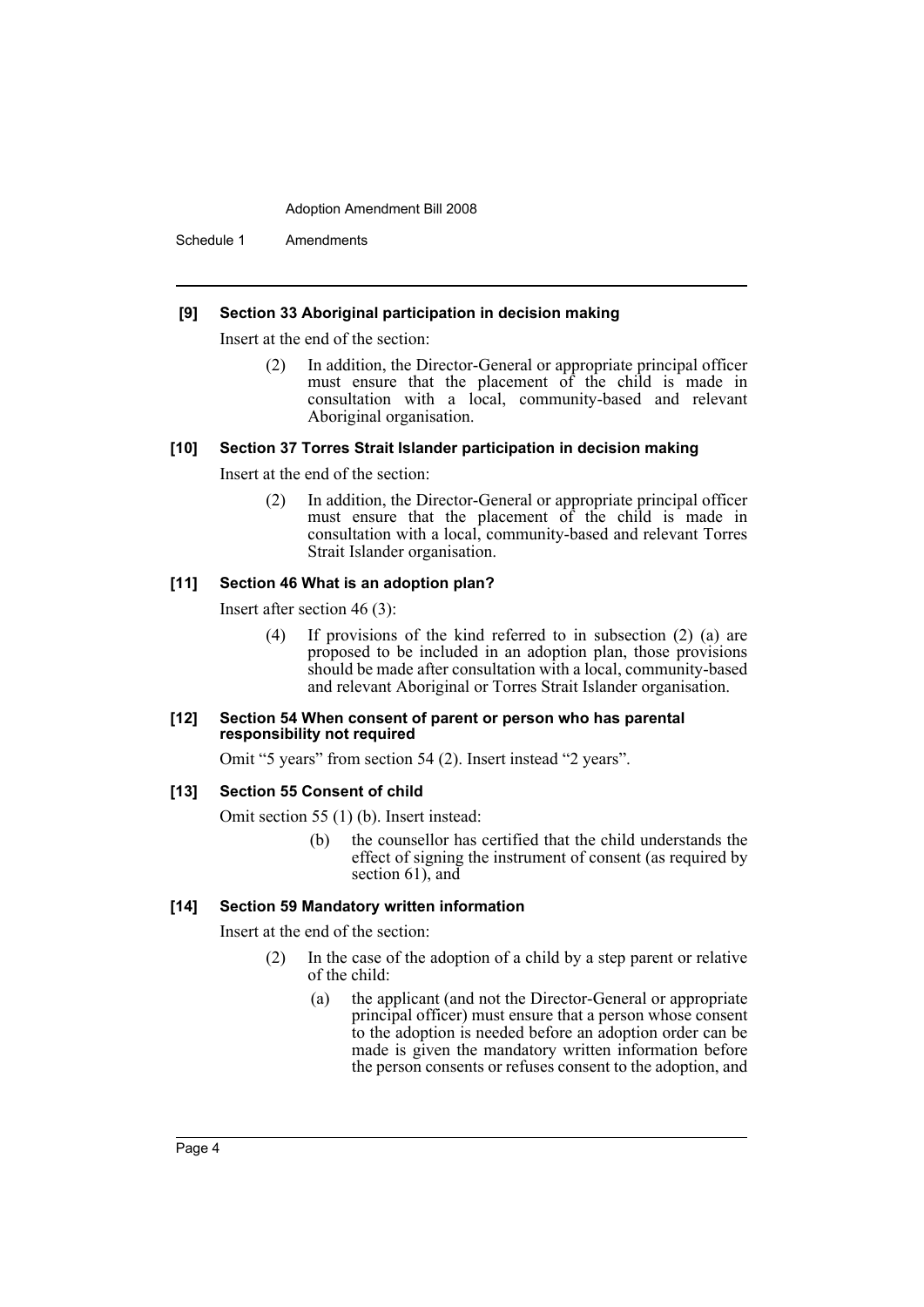**[9] Section 33 Aboriginal participation in decision making**

Insert at the end of the section:

> (2) In addition, the Director-General or appropriate principal officer must ensure that the placement of the child is made in consultation with a local, community-based and relevant Aboriginal organisation.

**[10] Section 37 Torres Strait Islander participation in decision making**

Insert at the end of the section:

> (2) In addition, the Director-General or appropriate principal officer must ensure that the placement of the child is made in consultation with a local, community-based and relevant Torres Strait Islander organisation.

**[11] Section 46 What is an adoption plan?**

Insert after section 46 (3):

> (4) If provisions of the kind referred to in subsection (2) (a) are proposed to be included in an adoption plan, those provisions should be made after consultation with a local, community-based and relevant Aboriginal or Torres Strait Islander organisation.

**[12] Section 54 When consent of parent or person who has parental responsibility not required**

Omit "5 years" from section 54 (2). Insert instead "2 years".

**[13] Section 55 Consent of child**

Omit section 55 (1) (b). Insert instead:

> (b) the counsellor has certified that the child understands the effect of signing the instrument of consent (as required by section 61), and

**[14] Section 59 Mandatory written information**

Insert at the end of the section:

> (2) In the case of the adoption of a child by a step parent or relative of the child:
>
> (a) the applicant (and not the Director-General or appropriate principal officer) must ensure that a person whose consent to the adoption is needed before an adoption order can be made is given the mandatory written information before the person consents or refuses consent to the adoption, and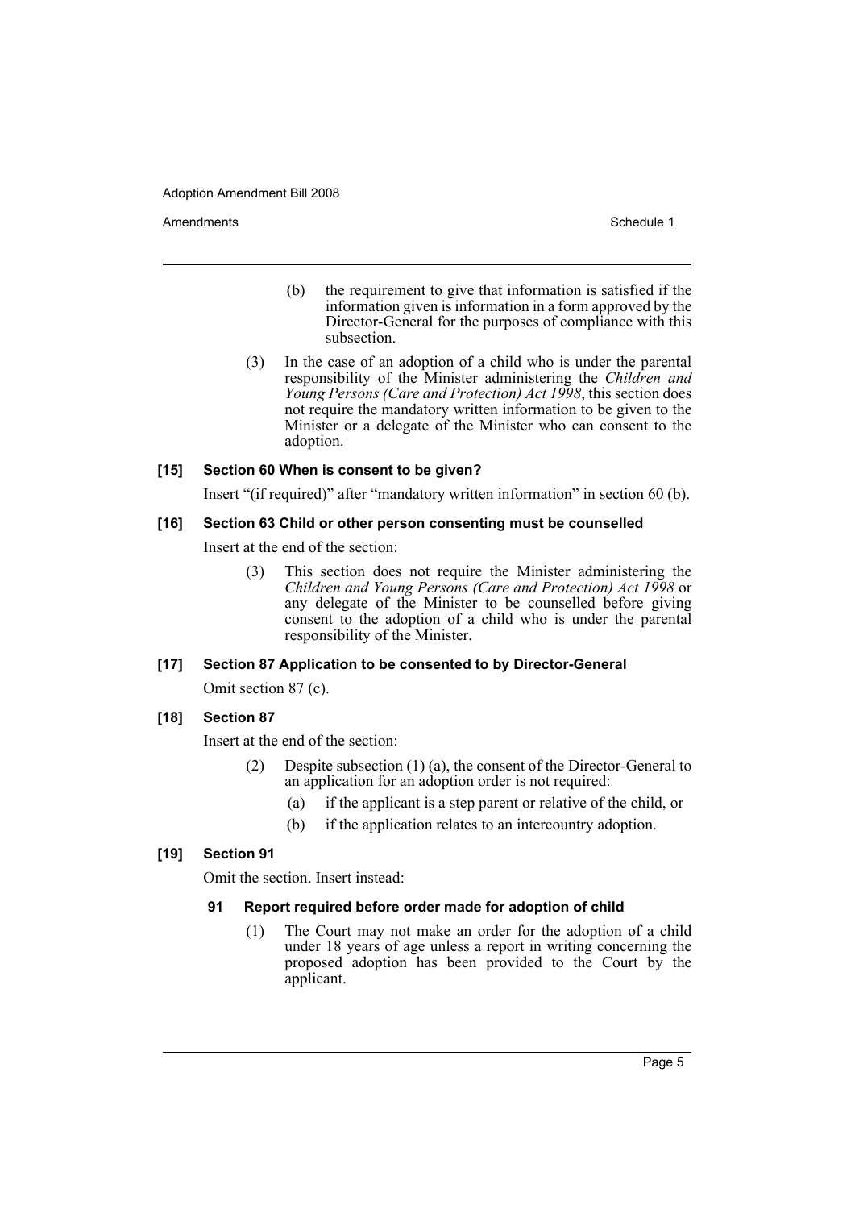(b) the requirement to give that information is satisfied if the information given is information in a form approved by the Director-General for the purposes of compliance with this subsection.

(3) In the case of an adoption of a child who is under the parental responsibility of the Minister administering the *Children and Young Persons (Care and Protection) Act 1998*, this section does not require the mandatory written information to be given to the Minister or a delegate of the Minister who can consent to the adoption.

### [15] Section 60 When is consent to be given?

Insert "(if required)" after "mandatory written information" in section 60 (b).

### [16] Section 63 Child or other person consenting must be counselled

Insert at the end of the section:

(3) This section does not require the Minister administering the *Children and Young Persons (Care and Protection) Act 1998* or any delegate of the Minister to be counselled before giving consent to the adoption of a child who is under the parental responsibility of the Minister.

### [17] Section 87 Application to be consented to by Director-General

Omit section 87 (c).

### [18] Section 87

Insert at the end of the section:

(2) Despite subsection (1) (a), the consent of the Director-General to an application for an adoption order is not required:

(a) if the applicant is a step parent or relative of the child, or

(b) if the application relates to an intercountry adoption.

### [19] Section 91

Omit the section. Insert instead:

**91 Report required before order made for adoption of child**

(1) The Court may not make an order for the adoption of a child under 18 years of age unless a report in writing concerning the proposed adoption has been provided to the Court by the applicant.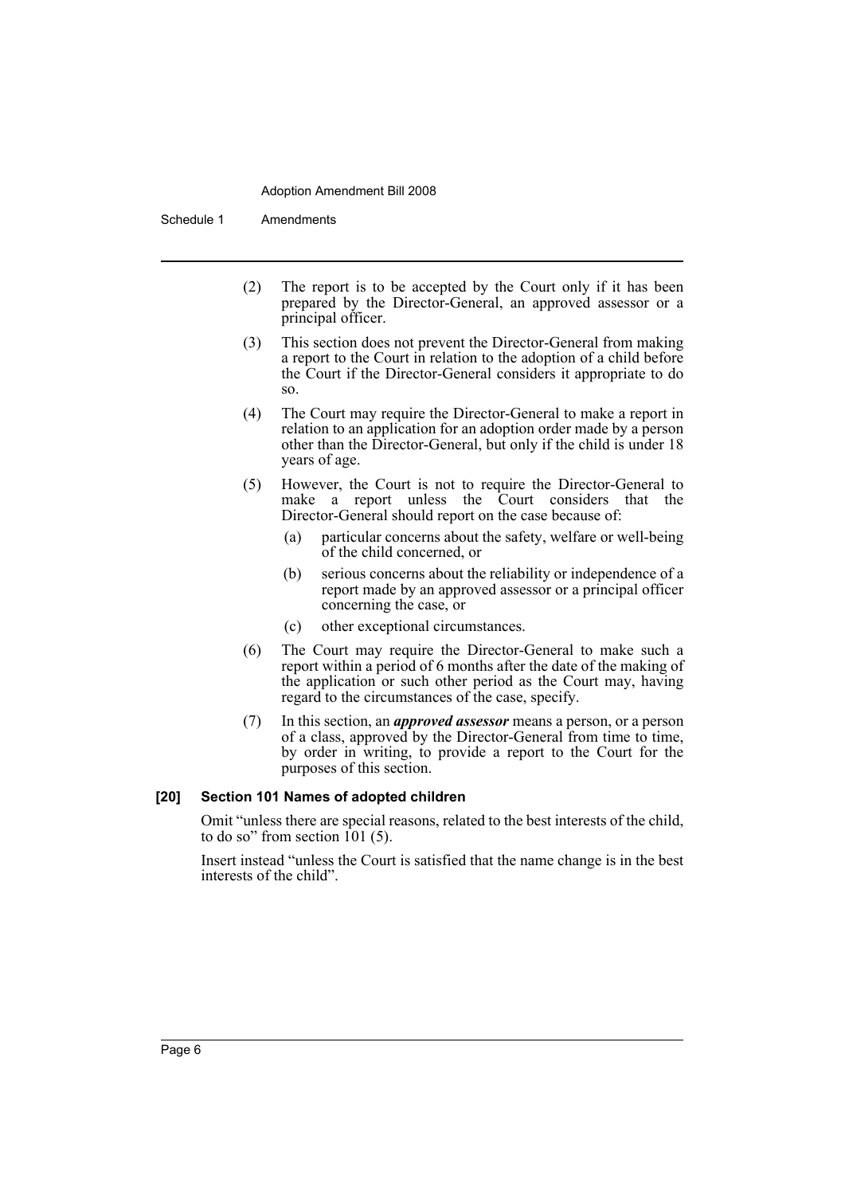(2) The report is to be accepted by the Court only if it has been prepared by the Director-General, an approved assessor or a principal officer.

(3) This section does not prevent the Director-General from making a report to the Court in relation to the adoption of a child before the Court if the Director-General considers it appropriate to do so.

(4) The Court may require the Director-General to make a report in relation to an application for an adoption order made by a person other than the Director-General, but only if the child is under 18 years of age.

(5) However, the Court is not to require the Director-General to make a report unless the Court considers that the Director-General should report on the case because of:

- (a) particular concerns about the safety, welfare or well-being of the child concerned, or
- (b) serious concerns about the reliability or independence of a report made by an approved assessor or a principal officer concerning the case, or
- (c) other exceptional circumstances.

(6) The Court may require the Director-General to make such a report within a period of 6 months after the date of the making of the application or such other period as the Court may, having regard to the circumstances of the case, specify.

(7) In this section, an ***approved assessor*** means a person, or a person of a class, approved by the Director-General from time to time, by order in writing, to provide a report to the Court for the purposes of this section.

**[20] Section 101 Names of adopted children**

Omit "unless there are special reasons, related to the best interests of the child, to do so" from section 101 (5).

Insert instead "unless the Court is satisfied that the name change is in the best interests of the child".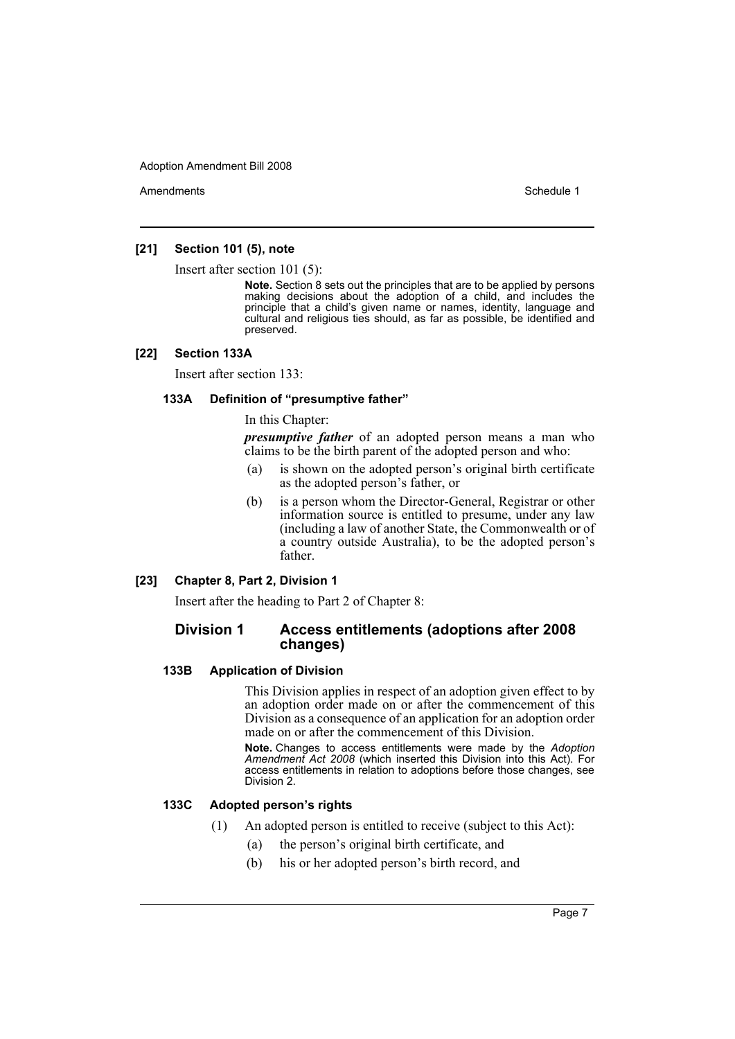#### [21] Section 101 (5), note

Insert after section 101 (5):

> **Note.** Section 8 sets out the principles that are to be applied by persons making decisions about the adoption of a child, and includes the principle that a child's given name or names, identity, language and cultural and religious ties should, as far as possible, be identified and preserved.

#### [22] Section 133A

Insert after section 133:

##### 133A Definition of "presumptive father"

In this Chapter:

***presumptive father*** of an adopted person means a man who claims to be the birth parent of the adopted person and who:

(a) is shown on the adopted person's original birth certificate as the adopted person's father, or

(b) is a person whom the Director-General, Registrar or other information source is entitled to presume, under any law (including a law of another State, the Commonwealth or of a country outside Australia), to be the adopted person's father.

#### [23] Chapter 8, Part 2, Division 1

Insert after the heading to Part 2 of Chapter 8:

### Division 1 Access entitlements (adoptions after 2008 changes)

##### 133B Application of Division

This Division applies in respect of an adoption given effect to by an adoption order made on or after the commencement of this Division as a consequence of an application for an adoption order made on or after the commencement of this Division.

**Note.** Changes to access entitlements were made by the *Adoption Amendment Act 2008* (which inserted this Division into this Act). For access entitlements in relation to adoptions before those changes, see Division 2.

##### 133C Adopted person's rights

(1) An adopted person is entitled to receive (subject to this Act):

(a) the person's original birth certificate, and

(b) his or her adopted person's birth record, and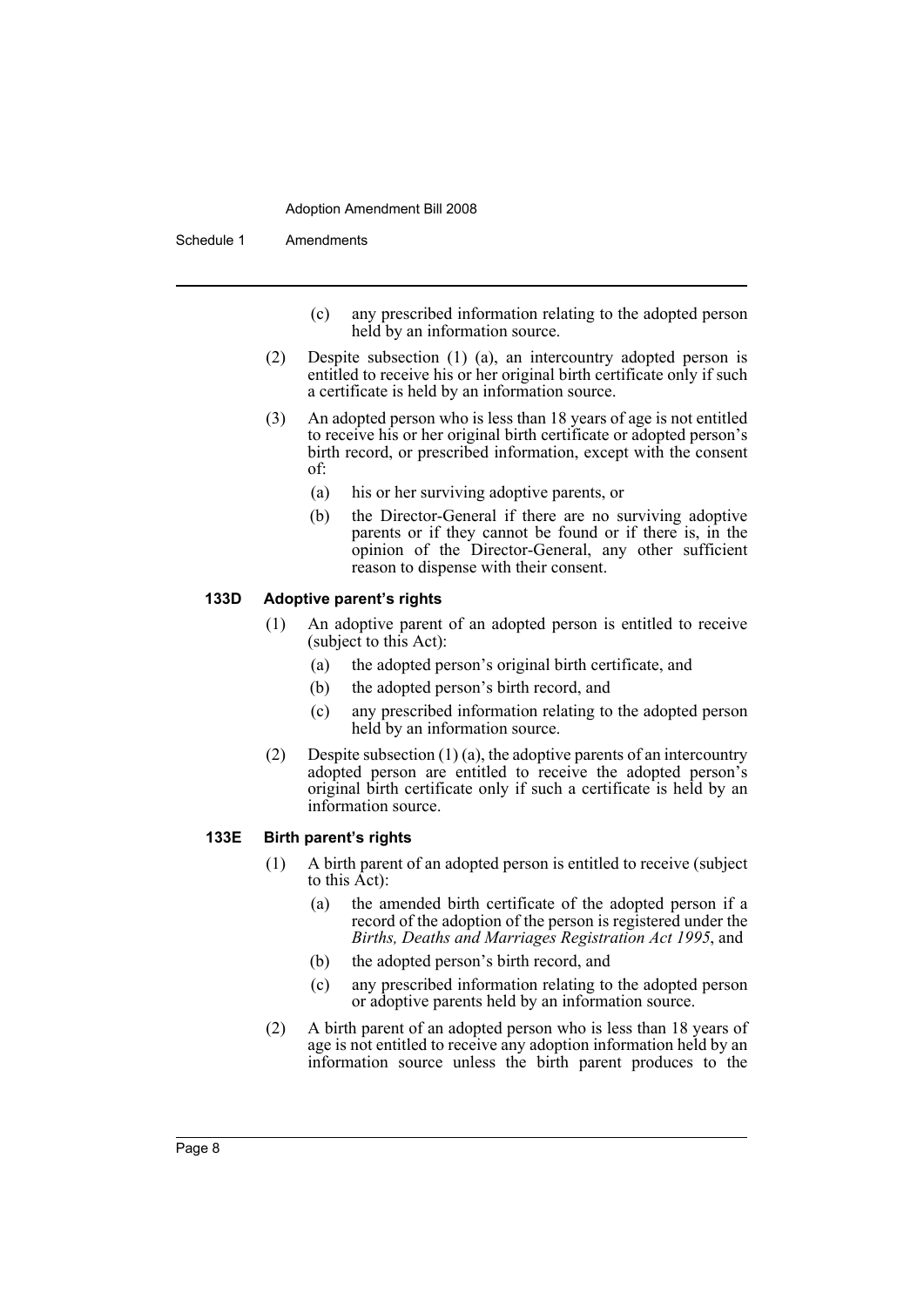(c) any prescribed information relating to the adopted person held by an information source.

(2) Despite subsection (1) (a), an intercountry adopted person is entitled to receive his or her original birth certificate only if such a certificate is held by an information source.

(3) An adopted person who is less than 18 years of age is not entitled to receive his or her original birth certificate or adopted person's birth record, or prescribed information, except with the consent of:

(a) his or her surviving adoptive parents, or

(b) the Director-General if there are no surviving adoptive parents or if they cannot be found or if there is, in the opinion of the Director-General, any other sufficient reason to dispense with their consent.

**133D Adoptive parent's rights**

(1) An adoptive parent of an adopted person is entitled to receive (subject to this Act):

(a) the adopted person's original birth certificate, and

(b) the adopted person's birth record, and

(c) any prescribed information relating to the adopted person held by an information source.

(2) Despite subsection (1) (a), the adoptive parents of an intercountry adopted person are entitled to receive the adopted person's original birth certificate only if such a certificate is held by an information source.

**133E Birth parent's rights**

(1) A birth parent of an adopted person is entitled to receive (subject to this Act):

(a) the amended birth certificate of the adopted person if a record of the adoption of the person is registered under the *Births, Deaths and Marriages Registration Act 1995*, and

(b) the adopted person's birth record, and

(c) any prescribed information relating to the adopted person or adoptive parents held by an information source.

(2) A birth parent of an adopted person who is less than 18 years of age is not entitled to receive any adoption information held by an information source unless the birth parent produces to the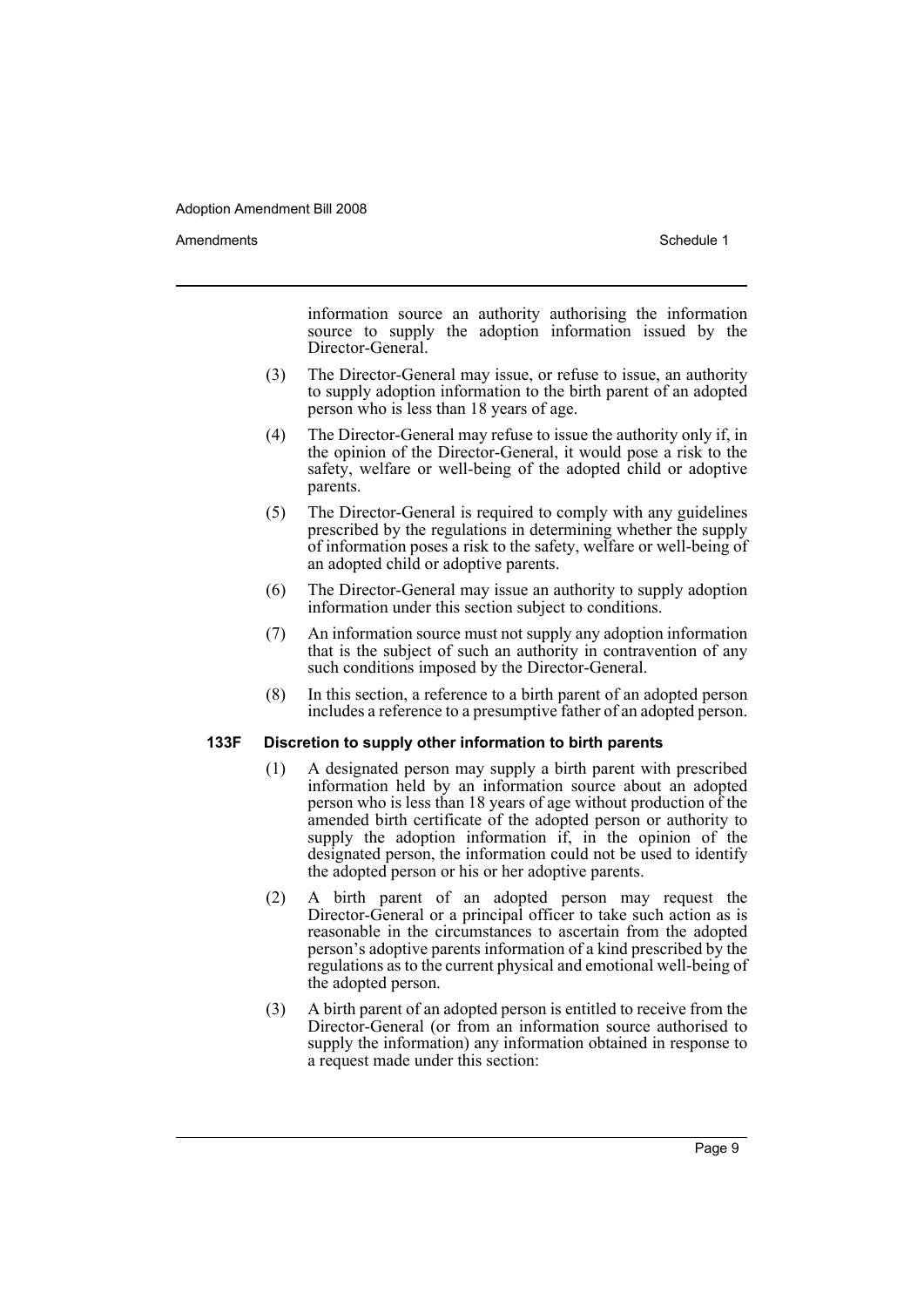information source an authority authorising the information source to supply the adoption information issued by the Director-General.

(3) The Director-General may issue, or refuse to issue, an authority to supply adoption information to the birth parent of an adopted person who is less than 18 years of age.

(4) The Director-General may refuse to issue the authority only if, in the opinion of the Director-General, it would pose a risk to the safety, welfare or well-being of the adopted child or adoptive parents.

(5) The Director-General is required to comply with any guidelines prescribed by the regulations in determining whether the supply of information poses a risk to the safety, welfare or well-being of an adopted child or adoptive parents.

(6) The Director-General may issue an authority to supply adoption information under this section subject to conditions.

(7) An information source must not supply any adoption information that is the subject of such an authority in contravention of any such conditions imposed by the Director-General.

(8) In this section, a reference to a birth parent of an adopted person includes a reference to a presumptive father of an adopted person.

**133F Discretion to supply other information to birth parents**

(1) A designated person may supply a birth parent with prescribed information held by an information source about an adopted person who is less than 18 years of age without production of the amended birth certificate of the adopted person or authority to supply the adoption information if, in the opinion of the designated person, the information could not be used to identify the adopted person or his or her adoptive parents.

(2) A birth parent of an adopted person may request the Director-General or a principal officer to take such action as is reasonable in the circumstances to ascertain from the adopted person's adoptive parents information of a kind prescribed by the regulations as to the current physical and emotional well-being of the adopted person.

(3) A birth parent of an adopted person is entitled to receive from the Director-General (or from an information source authorised to supply the information) any information obtained in response to a request made under this section: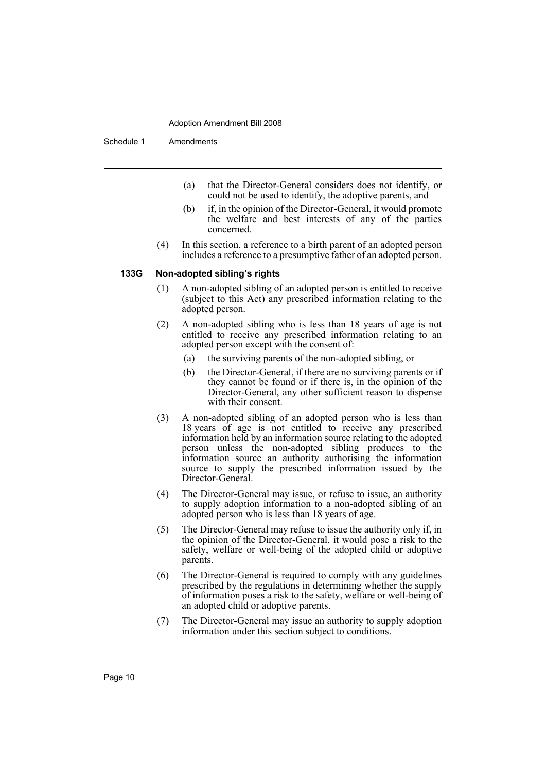(a) that the Director-General considers does not identify, or could not be used to identify, the adoptive parents, and

(b) if, in the opinion of the Director-General, it would promote the welfare and best interests of any of the parties concerned.

(4) In this section, a reference to a birth parent of an adopted person includes a reference to a presumptive father of an adopted person.

### 133G Non-adopted sibling's rights

(1) A non-adopted sibling of an adopted person is entitled to receive (subject to this Act) any prescribed information relating to the adopted person.

(2) A non-adopted sibling who is less than 18 years of age is not entitled to receive any prescribed information relating to an adopted person except with the consent of:

(a) the surviving parents of the non-adopted sibling, or

(b) the Director-General, if there are no surviving parents or if they cannot be found or if there is, in the opinion of the Director-General, any other sufficient reason to dispense with their consent.

(3) A non-adopted sibling of an adopted person who is less than 18 years of age is not entitled to receive any prescribed information held by an information source relating to the adopted person unless the non-adopted sibling produces to the information source an authority authorising the information source to supply the prescribed information issued by the Director-General.

(4) The Director-General may issue, or refuse to issue, an authority to supply adoption information to a non-adopted sibling of an adopted person who is less than 18 years of age.

(5) The Director-General may refuse to issue the authority only if, in the opinion of the Director-General, it would pose a risk to the safety, welfare or well-being of the adopted child or adoptive parents.

(6) The Director-General is required to comply with any guidelines prescribed by the regulations in determining whether the supply of information poses a risk to the safety, welfare or well-being of an adopted child or adoptive parents.

(7) The Director-General may issue an authority to supply adoption information under this section subject to conditions.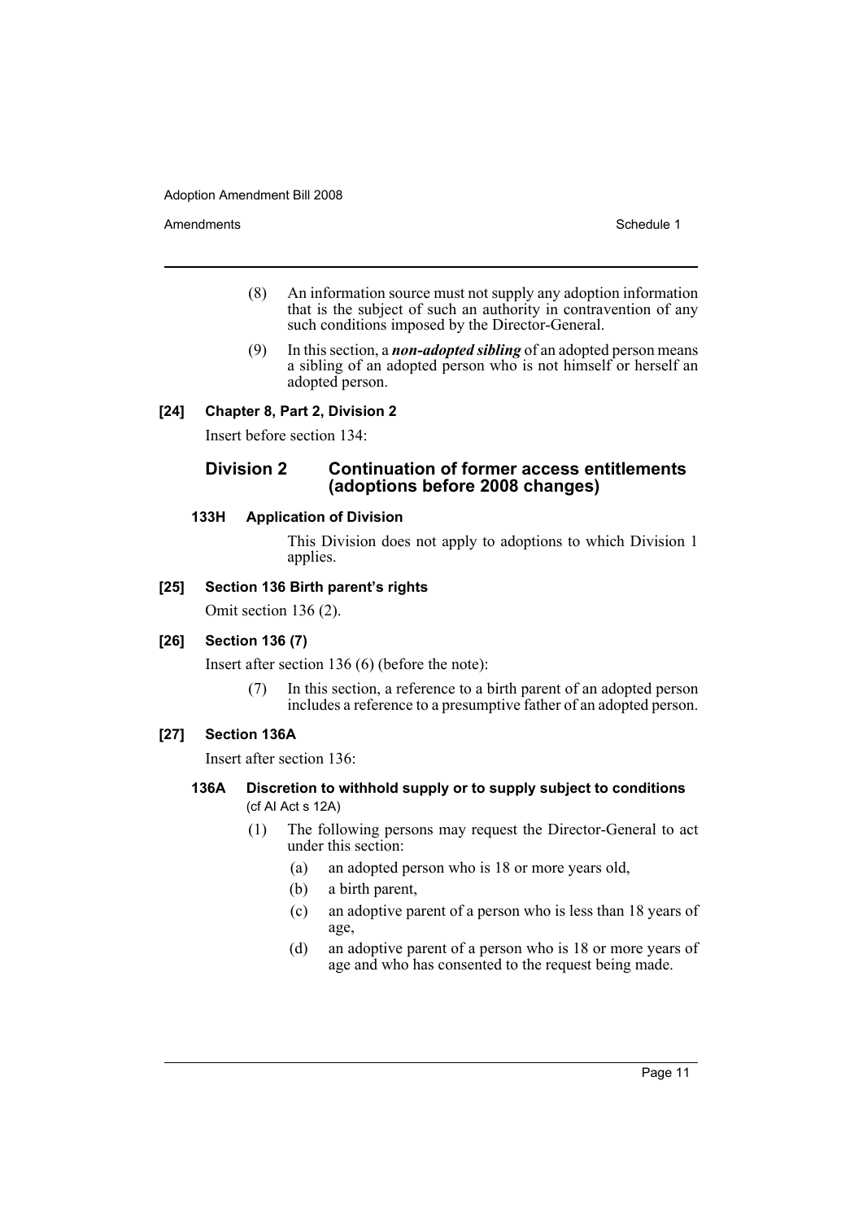(8) An information source must not supply any adoption information that is the subject of such an authority in contravention of any such conditions imposed by the Director-General.

(9) In this section, a ***non-adopted sibling*** of an adopted person means a sibling of an adopted person who is not himself or herself an adopted person.

**[24] Chapter 8, Part 2, Division 2**

Insert before section 134:

## Division 2 Continuation of former access entitlements (adoptions before 2008 changes)

### 133H Application of Division

This Division does not apply to adoptions to which Division 1 applies.

**[25] Section 136 Birth parent's rights**

Omit section 136 (2).

**[26] Section 136 (7)**

Insert after section 136 (6) (before the note):

(7) In this section, a reference to a birth parent of an adopted person includes a reference to a presumptive father of an adopted person.

**[27] Section 136A**

Insert after section 136:

### 136A Discretion to withhold supply or to supply subject to conditions (cf AI Act s 12A)

(1) The following persons may request the Director-General to act under this section:

(a) an adopted person who is 18 or more years old,

(b) a birth parent,

(c) an adoptive parent of a person who is less than 18 years of age,

(d) an adoptive parent of a person who is 18 or more years of age and who has consented to the request being made.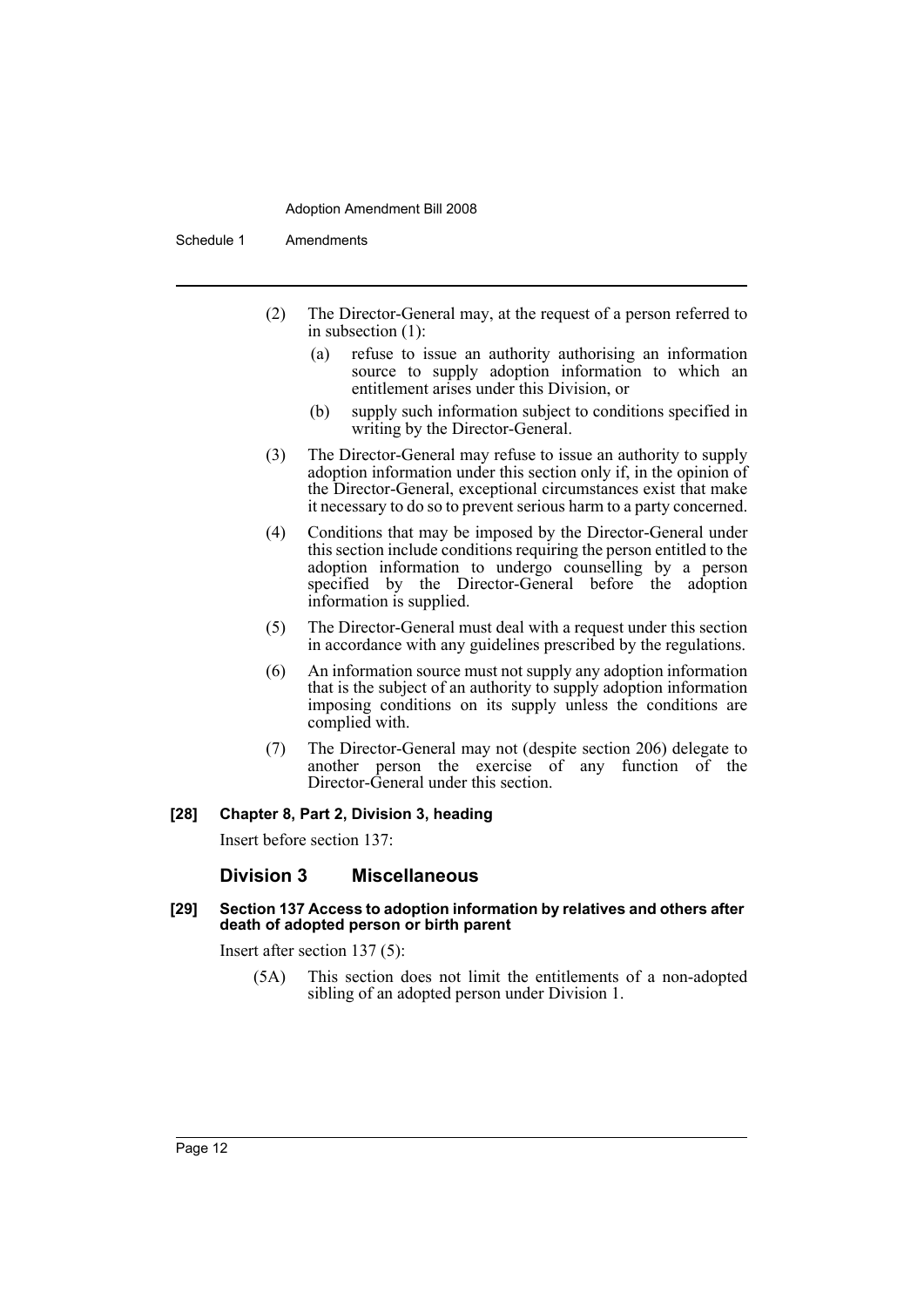(2) The Director-General may, at the request of a person referred to in subsection (1):

(a) refuse to issue an authority authorising an information source to supply adoption information to which an entitlement arises under this Division, or

(b) supply such information subject to conditions specified in writing by the Director-General.

(3) The Director-General may refuse to issue an authority to supply adoption information under this section only if, in the opinion of the Director-General, exceptional circumstances exist that make it necessary to do so to prevent serious harm to a party concerned.

(4) Conditions that may be imposed by the Director-General under this section include conditions requiring the person entitled to the adoption information to undergo counselling by a person specified by the Director-General before the adoption information is supplied.

(5) The Director-General must deal with a request under this section in accordance with any guidelines prescribed by the regulations.

(6) An information source must not supply any adoption information that is the subject of an authority to supply adoption information imposing conditions on its supply unless the conditions are complied with.

(7) The Director-General may not (despite section 206) delegate to another person the exercise of any function of the Director-General under this section.

#### [28] Chapter 8, Part 2, Division 3, heading

Insert before section 137:

### Division 3 Miscellaneous

#### [29] Section 137 Access to adoption information by relatives and others after death of adopted person or birth parent

Insert after section 137 (5):

(5A) This section does not limit the entitlements of a non-adopted sibling of an adopted person under Division 1.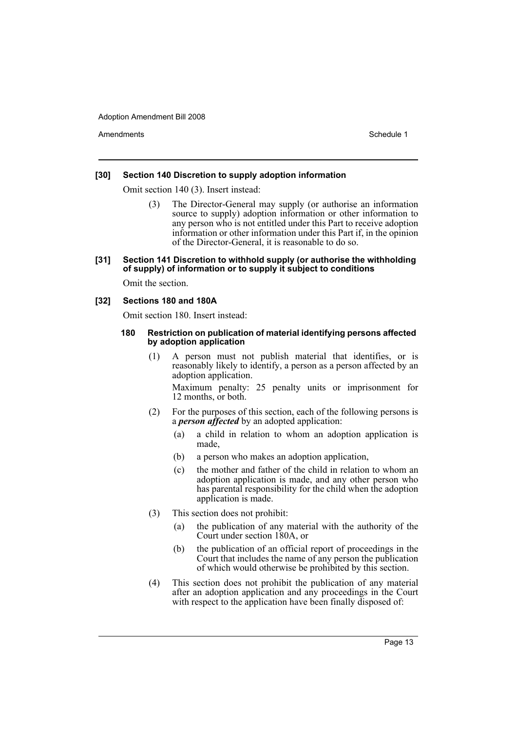#### [30] Section 140 Discretion to supply adoption information

Omit section 140 (3). Insert instead:

> (3) The Director-General may supply (or authorise an information source to supply) adoption information or other information to any person who is not entitled under this Part to receive adoption information or other information under this Part if, in the opinion of the Director-General, it is reasonable to do so.

#### [31] Section 141 Discretion to withhold supply (or authorise the withholding of supply) of information or to supply it subject to conditions

Omit the section.

#### [32] Sections 180 and 180A

Omit section 180. Insert instead:

> **180 Restriction on publication of material identifying persons affected by adoption application**
>
> (1) A person must not publish material that identifies, or is reasonably likely to identify, a person as a person affected by an adoption application.
>
> Maximum penalty: 25 penalty units or imprisonment for 12 months, or both.
>
> (2) For the purposes of this section, each of the following persons is a ***person affected*** by an adopted application:
>
> (a) a child in relation to whom an adoption application is made,
>
> (b) a person who makes an adoption application,
>
> (c) the mother and father of the child in relation to whom an adoption application is made, and any other person who has parental responsibility for the child when the adoption application is made.
>
> (3) This section does not prohibit:
>
> (a) the publication of any material with the authority of the Court under section 180A, or
>
> (b) the publication of an official report of proceedings in the Court that includes the name of any person the publication of which would otherwise be prohibited by this section.
>
> (4) This section does not prohibit the publication of any material after an adoption application and any proceedings in the Court with respect to the application have been finally disposed of: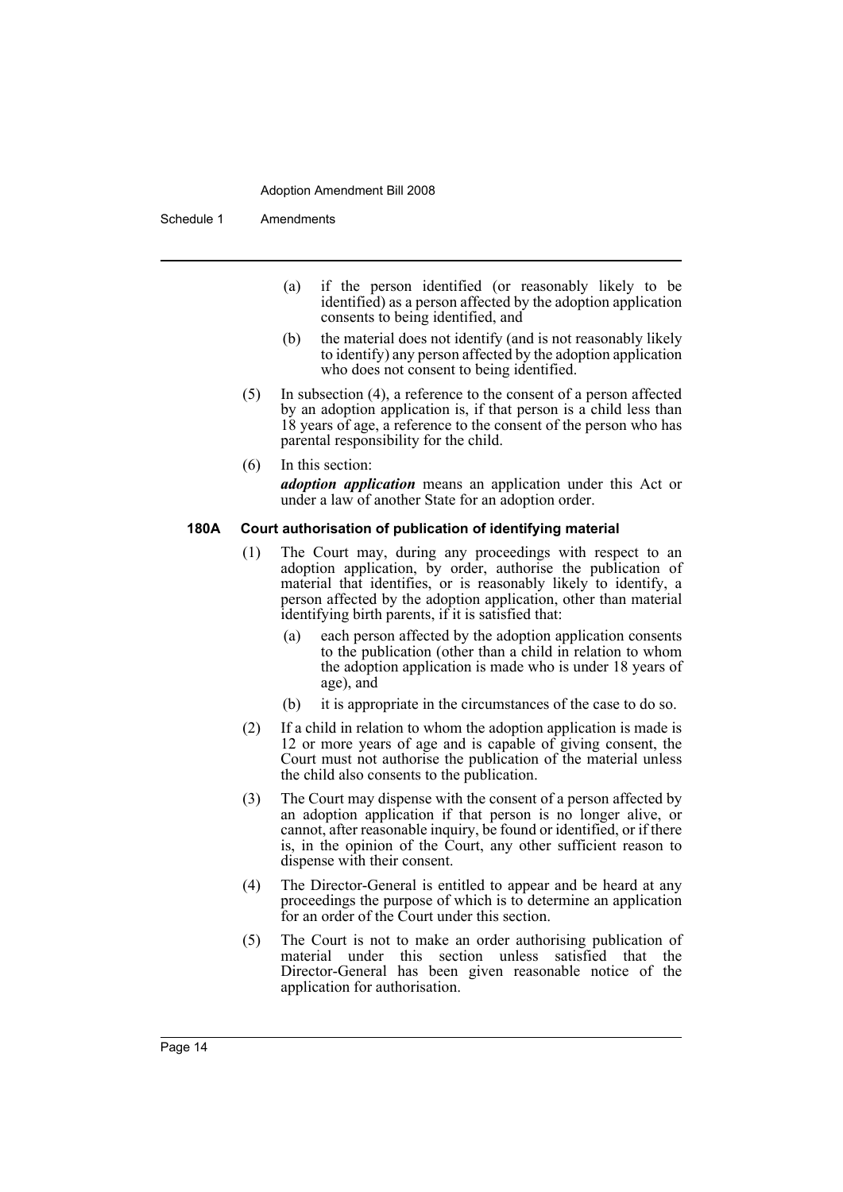(a) if the person identified (or reasonably likely to be identified) as a person affected by the adoption application consents to being identified, and

(b) the material does not identify (and is not reasonably likely to identify) any person affected by the adoption application who does not consent to being identified.

(5) In subsection (4), a reference to the consent of a person affected by an adoption application is, if that person is a child less than 18 years of age, a reference to the consent of the person who has parental responsibility for the child.

(6) In this section:

***adoption application*** means an application under this Act or under a law of another State for an adoption order.

#### 180A Court authorisation of publication of identifying material

(1) The Court may, during any proceedings with respect to an adoption application, by order, authorise the publication of material that identifies, or is reasonably likely to identify, a person affected by the adoption application, other than material identifying birth parents, if it is satisfied that:

(a) each person affected by the adoption application consents to the publication (other than a child in relation to whom the adoption application is made who is under 18 years of age), and

(b) it is appropriate in the circumstances of the case to do so.

(2) If a child in relation to whom the adoption application is made is 12 or more years of age and is capable of giving consent, the Court must not authorise the publication of the material unless the child also consents to the publication.

(3) The Court may dispense with the consent of a person affected by an adoption application if that person is no longer alive, or cannot, after reasonable inquiry, be found or identified, or if there is, in the opinion of the Court, any other sufficient reason to dispense with their consent.

(4) The Director-General is entitled to appear and be heard at any proceedings the purpose of which is to determine an application for an order of the Court under this section.

(5) The Court is not to make an order authorising publication of material under this section unless satisfied that the Director-General has been given reasonable notice of the application for authorisation.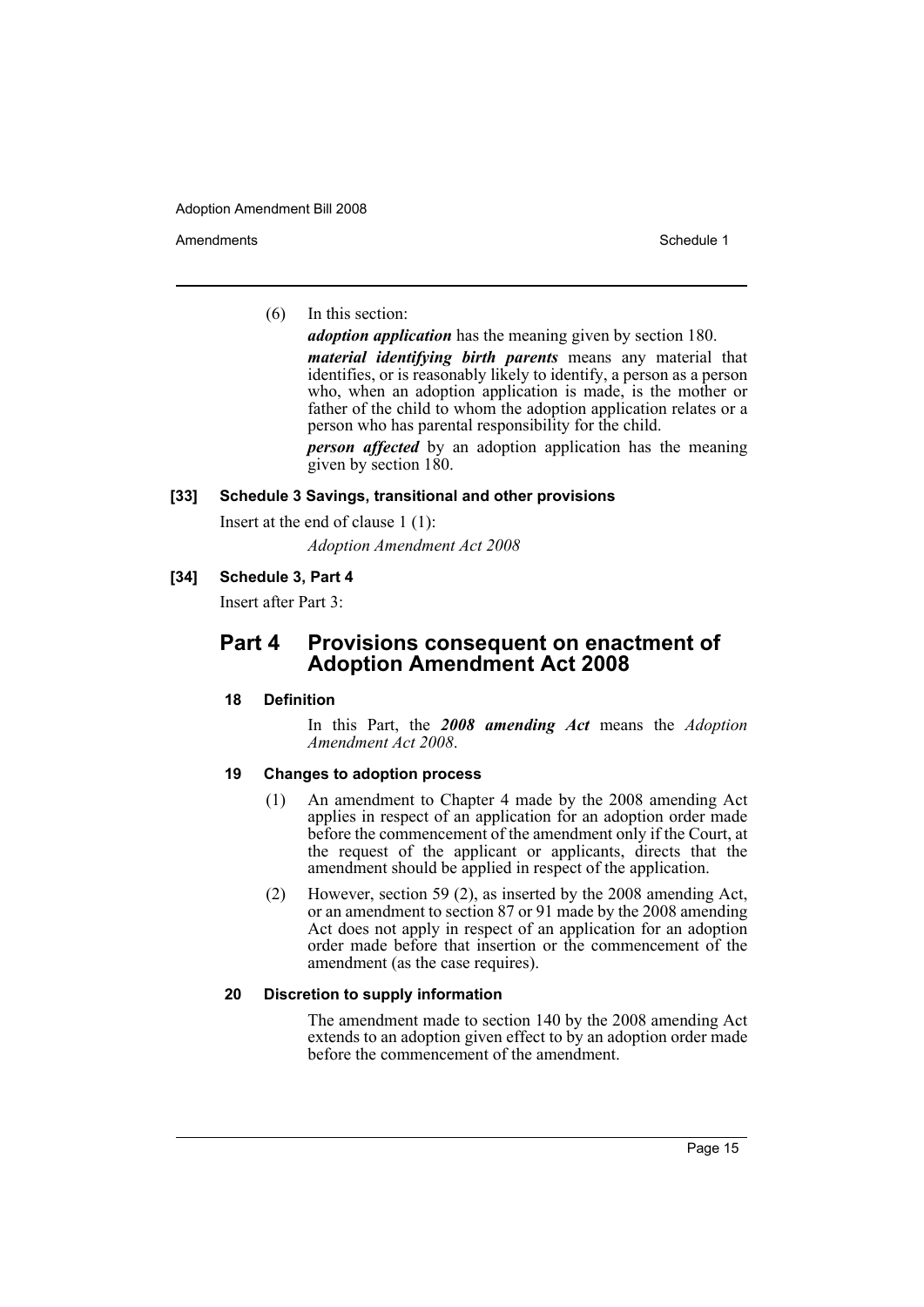(6) In this section:

*adoption application* has the meaning given by section 180.

*material identifying birth parents* means any material that identifies, or is reasonably likely to identify, a person as a person who, when an adoption application is made, is the mother or father of the child to whom the adoption application relates or a person who has parental responsibility for the child.

*person affected* by an adoption application has the meaning given by section 180.

**[33] Schedule 3 Savings, transitional and other provisions**

Insert at the end of clause 1 (1):

*Adoption Amendment Act 2008*

**[34] Schedule 3, Part 4**

Insert after Part 3:

## Part 4 Provisions consequent on enactment of Adoption Amendment Act 2008

**18 Definition**

In this Part, the ***2008 amending Act*** means the *Adoption Amendment Act 2008*.

**19 Changes to adoption process**

(1) An amendment to Chapter 4 made by the 2008 amending Act applies in respect of an application for an adoption order made before the commencement of the amendment only if the Court, at the request of the applicant or applicants, directs that the amendment should be applied in respect of the application.

(2) However, section 59 (2), as inserted by the 2008 amending Act, or an amendment to section 87 or 91 made by the 2008 amending Act does not apply in respect of an application for an adoption order made before that insertion or the commencement of the amendment (as the case requires).

**20 Discretion to supply information**

The amendment made to section 140 by the 2008 amending Act extends to an adoption given effect to by an adoption order made before the commencement of the amendment.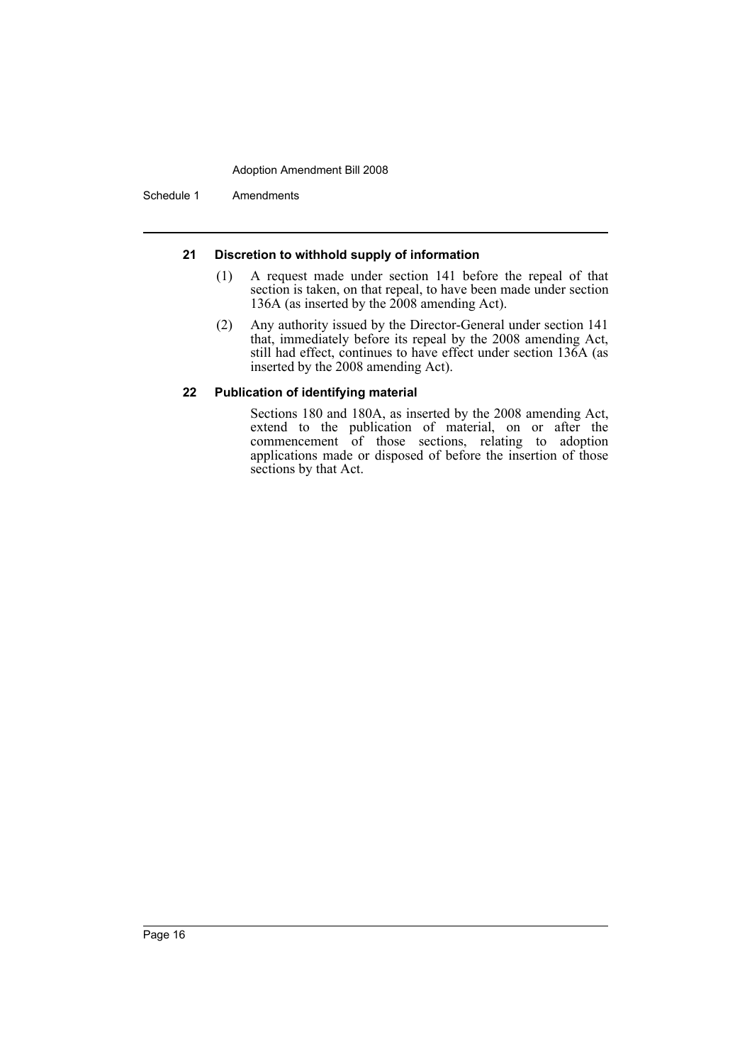#### 21 Discretion to withhold supply of information

(1) A request made under section 141 before the repeal of that section is taken, on that repeal, to have been made under section 136A (as inserted by the 2008 amending Act).

(2) Any authority issued by the Director-General under section 141 that, immediately before its repeal by the 2008 amending Act, still had effect, continues to have effect under section 136A (as inserted by the 2008 amending Act).

#### 22 Publication of identifying material

Sections 180 and 180A, as inserted by the 2008 amending Act, extend to the publication of material, on or after the commencement of those sections, relating to adoption applications made or disposed of before the insertion of those sections by that Act.